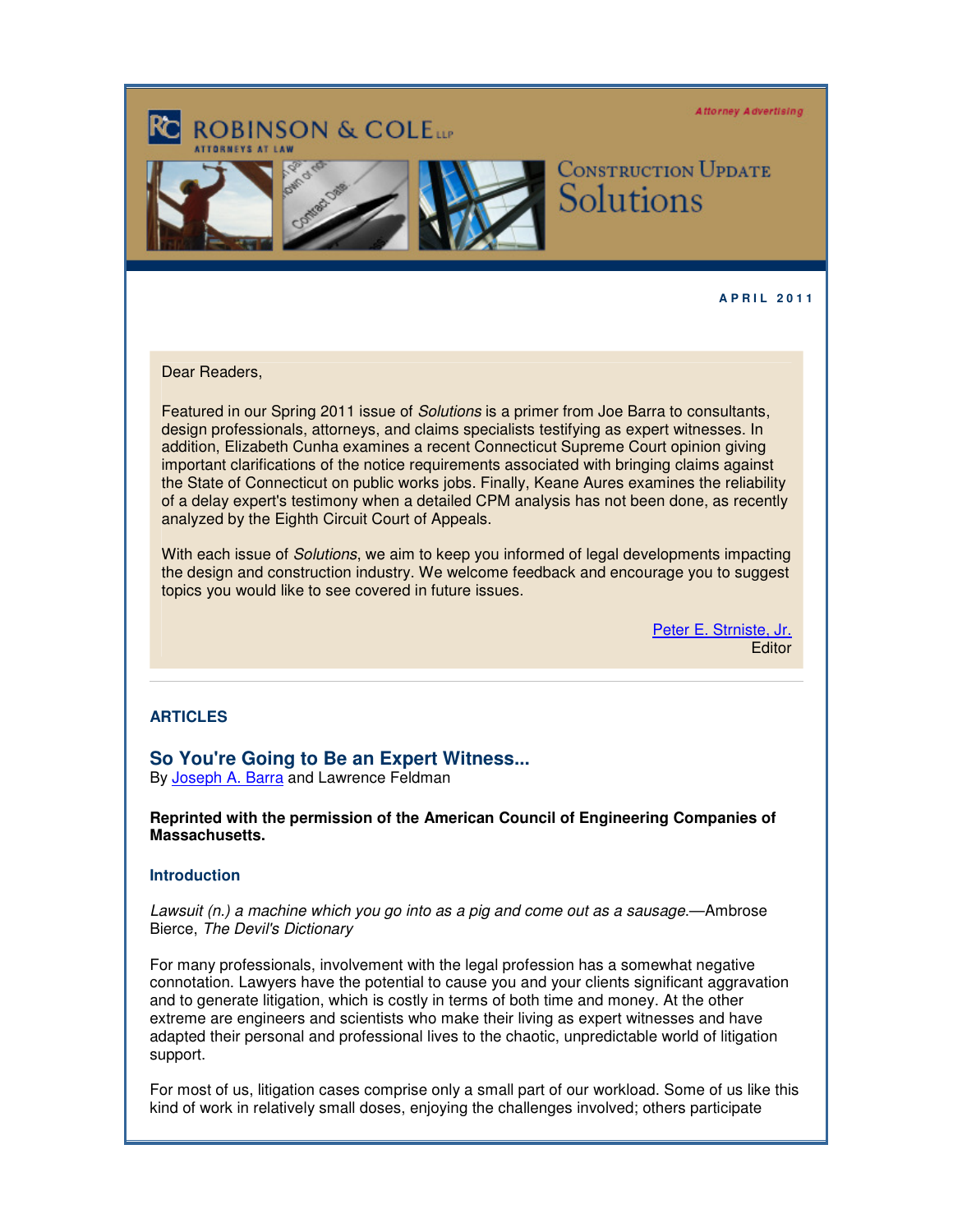ROBINSON & COLE LLP
ATTORNEYS AT LAW

Attorney Advertising

# Construction Update Solutions

**APRIL 2011**

Dear Readers,

Featured in our Spring 2011 issue of *Solutions* is a primer from Joe Barra to consultants, design professionals, attorneys, and claims specialists testifying as expert witnesses. In addition, Elizabeth Cunha examines a recent Connecticut Supreme Court opinion giving important clarifications of the notice requirements associated with bringing claims against the State of Connecticut on public works jobs. Finally, Keane Aures examines the reliability of a delay expert's testimony when a detailed CPM analysis has not been done, as recently analyzed by the Eighth Circuit Court of Appeals.

With each issue of *Solutions*, we aim to keep you informed of legal developments impacting the design and construction industry. We welcome feedback and encourage you to suggest topics you would like to see covered in future issues.

Peter E. Strniste, Jr.
Editor

---

## ARTICLES

### So You're Going to Be an Expert Witness...

By Joseph A. Barra and Lawrence Feldman

**Reprinted with the permission of the American Council of Engineering Companies of Massachusetts.**

#### Introduction

*Lawsuit (n.) a machine which you go into as a pig and come out as a sausage.*—Ambrose Bierce, *The Devil's Dictionary*

For many professionals, involvement with the legal profession has a somewhat negative connotation. Lawyers have the potential to cause you and your clients significant aggravation and to generate litigation, which is costly in terms of both time and money. At the other extreme are engineers and scientists who make their living as expert witnesses and have adapted their personal and professional lives to the chaotic, unpredictable world of litigation support.

For most of us, litigation cases comprise only a small part of our workload. Some of us like this kind of work in relatively small doses, enjoying the challenges involved; others participate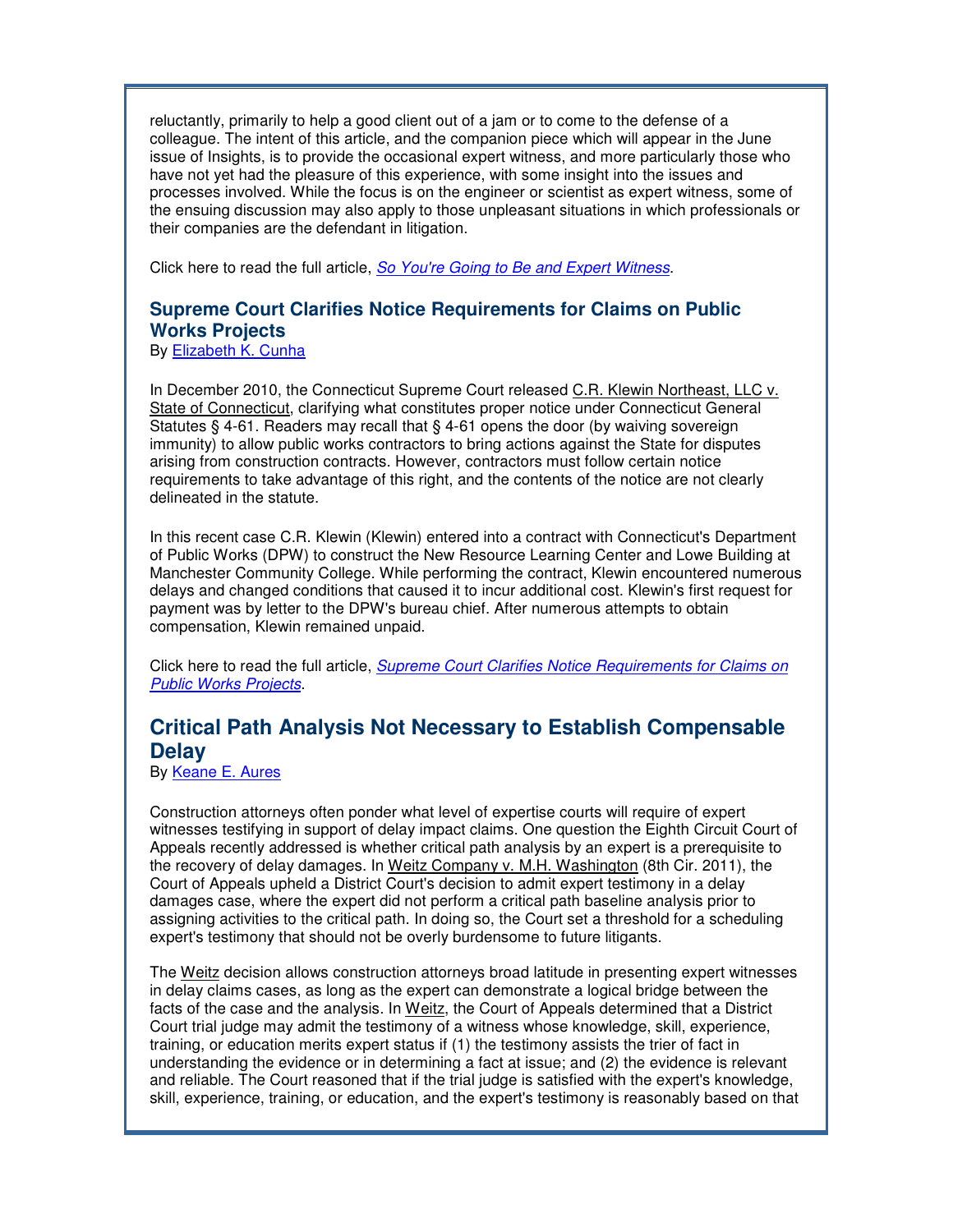reluctantly, primarily to help a good client out of a jam or to come to the defense of a colleague. The intent of this article, and the companion piece which will appear in the June issue of Insights, is to provide the occasional expert witness, and more particularly those who have not yet had the pleasure of this experience, with some insight into the issues and processes involved. While the focus is on the engineer or scientist as expert witness, some of the ensuing discussion may also apply to those unpleasant situations in which professionals or their companies are the defendant in litigation.

Click here to read the full article, *So You're Going to Be and Expert Witness*.

### Supreme Court Clarifies Notice Requirements for Claims on Public Works Projects

By Elizabeth K. Cunha

In December 2010, the Connecticut Supreme Court released C.R. Klewin Northeast, LLC v. State of Connecticut, clarifying what constitutes proper notice under Connecticut General Statutes § 4-61. Readers may recall that § 4-61 opens the door (by waiving sovereign immunity) to allow public works contractors to bring actions against the State for disputes arising from construction contracts. However, contractors must follow certain notice requirements to take advantage of this right, and the contents of the notice are not clearly delineated in the statute.

In this recent case C.R. Klewin (Klewin) entered into a contract with Connecticut's Department of Public Works (DPW) to construct the New Resource Learning Center and Lowe Building at Manchester Community College. While performing the contract, Klewin encountered numerous delays and changed conditions that caused it to incur additional cost. Klewin's first request for payment was by letter to the DPW's bureau chief. After numerous attempts to obtain compensation, Klewin remained unpaid.

Click here to read the full article, *Supreme Court Clarifies Notice Requirements for Claims on Public Works Projects*.

## Critical Path Analysis Not Necessary to Establish Compensable Delay

By Keane E. Aures

Construction attorneys often ponder what level of expertise courts will require of expert witnesses testifying in support of delay impact claims. One question the Eighth Circuit Court of Appeals recently addressed is whether critical path analysis by an expert is a prerequisite to the recovery of delay damages. In Weitz Company v. M.H. Washington (8th Cir. 2011), the Court of Appeals upheld a District Court's decision to admit expert testimony in a delay damages case, where the expert did not perform a critical path baseline analysis prior to assigning activities to the critical path. In doing so, the Court set a threshold for a scheduling expert's testimony that should not be overly burdensome to future litigants.

The Weitz decision allows construction attorneys broad latitude in presenting expert witnesses in delay claims cases, as long as the expert can demonstrate a logical bridge between the facts of the case and the analysis. In Weitz, the Court of Appeals determined that a District Court trial judge may admit the testimony of a witness whose knowledge, skill, experience, training, or education merits expert status if (1) the testimony assists the trier of fact in understanding the evidence or in determining a fact at issue; and (2) the evidence is relevant and reliable. The Court reasoned that if the trial judge is satisfied with the expert's knowledge, skill, experience, training, or education, and the expert's testimony is reasonably based on that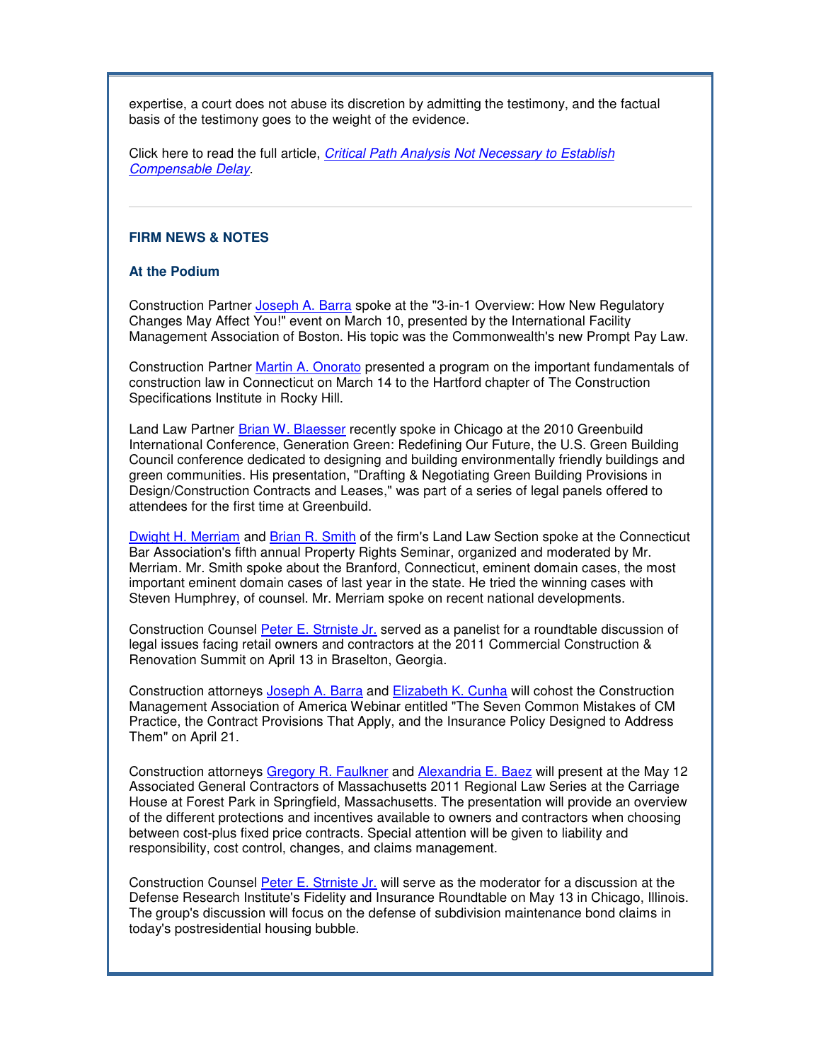expertise, a court does not abuse its discretion by admitting the testimony, and the factual basis of the testimony goes to the weight of the evidence.

Click here to read the full article, *Critical Path Analysis Not Necessary to Establish Compensable Delay*.

---

## FIRM NEWS & NOTES

### At the Podium

Construction Partner Joseph A. Barra spoke at the "3-in-1 Overview: How New Regulatory Changes May Affect You!" event on March 10, presented by the International Facility Management Association of Boston. His topic was the Commonwealth's new Prompt Pay Law.

Construction Partner Martin A. Onorato presented a program on the important fundamentals of construction law in Connecticut on March 14 to the Hartford chapter of The Construction Specifications Institute in Rocky Hill.

Land Law Partner Brian W. Blaesser recently spoke in Chicago at the 2010 Greenbuild International Conference, Generation Green: Redefining Our Future, the U.S. Green Building Council conference dedicated to designing and building environmentally friendly buildings and green communities. His presentation, "Drafting & Negotiating Green Building Provisions in Design/Construction Contracts and Leases," was part of a series of legal panels offered to attendees for the first time at Greenbuild.

Dwight H. Merriam and Brian R. Smith of the firm's Land Law Section spoke at the Connecticut Bar Association's fifth annual Property Rights Seminar, organized and moderated by Mr. Merriam. Mr. Smith spoke about the Branford, Connecticut, eminent domain cases, the most important eminent domain cases of last year in the state. He tried the winning cases with Steven Humphrey, of counsel. Mr. Merriam spoke on recent national developments.

Construction Counsel Peter E. Strniste Jr. served as a panelist for a roundtable discussion of legal issues facing retail owners and contractors at the 2011 Commercial Construction & Renovation Summit on April 13 in Braselton, Georgia.

Construction attorneys Joseph A. Barra and Elizabeth K. Cunha will cohost the Construction Management Association of America Webinar entitled "The Seven Common Mistakes of CM Practice, the Contract Provisions That Apply, and the Insurance Policy Designed to Address Them" on April 21.

Construction attorneys Gregory R. Faulkner and Alexandria E. Baez will present at the May 12 Associated General Contractors of Massachusetts 2011 Regional Law Series at the Carriage House at Forest Park in Springfield, Massachusetts. The presentation will provide an overview of the different protections and incentives available to owners and contractors when choosing between cost-plus fixed price contracts. Special attention will be given to liability and responsibility, cost control, changes, and claims management.

Construction Counsel Peter E. Strniste Jr. will serve as the moderator for a discussion at the Defense Research Institute's Fidelity and Insurance Roundtable on May 13 in Chicago, Illinois. The group's discussion will focus on the defense of subdivision maintenance bond claims in today's postresidential housing bubble.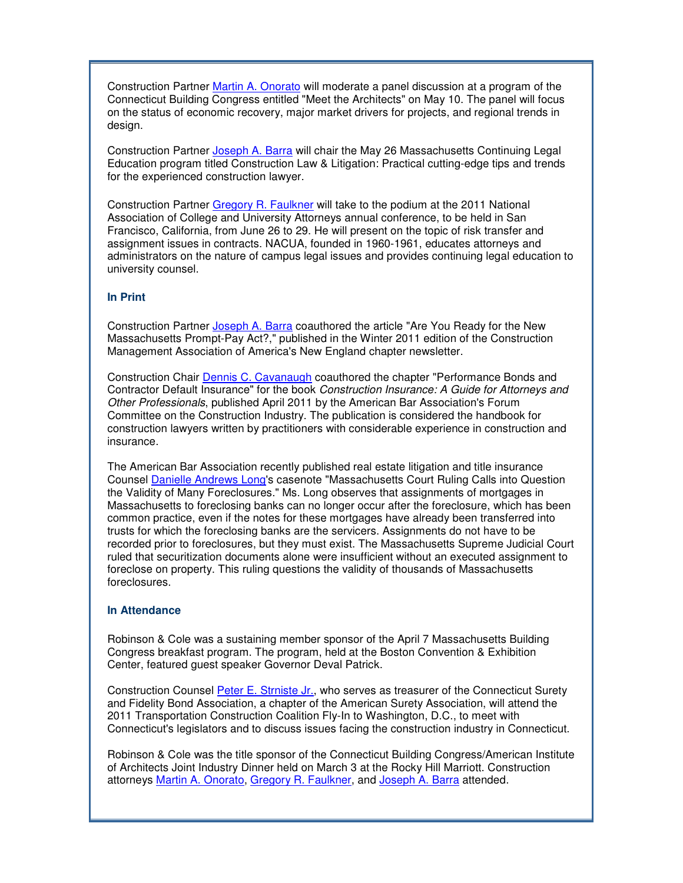Construction Partner Martin A. Onorato will moderate a panel discussion at a program of the Connecticut Building Congress entitled "Meet the Architects" on May 10. The panel will focus on the status of economic recovery, major market drivers for projects, and regional trends in design.

Construction Partner Joseph A. Barra will chair the May 26 Massachusetts Continuing Legal Education program titled Construction Law & Litigation: Practical cutting-edge tips and trends for the experienced construction lawyer.

Construction Partner Gregory R. Faulkner will take to the podium at the 2011 National Association of College and University Attorneys annual conference, to be held in San Francisco, California, from June 26 to 29. He will present on the topic of risk transfer and assignment issues in contracts. NACUA, founded in 1960-1961, educates attorneys and administrators on the nature of campus legal issues and provides continuing legal education to university counsel.

### In Print

Construction Partner Joseph A. Barra coauthored the article "Are You Ready for the New Massachusetts Prompt-Pay Act?," published in the Winter 2011 edition of the Construction Management Association of America's New England chapter newsletter.

Construction Chair Dennis C. Cavanaugh coauthored the chapter "Performance Bonds and Contractor Default Insurance" for the book *Construction Insurance: A Guide for Attorneys and Other Professionals*, published April 2011 by the American Bar Association's Forum Committee on the Construction Industry. The publication is considered the handbook for construction lawyers written by practitioners with considerable experience in construction and insurance.

The American Bar Association recently published real estate litigation and title insurance Counsel Danielle Andrews Long's casenote "Massachusetts Court Ruling Calls into Question the Validity of Many Foreclosures." Ms. Long observes that assignments of mortgages in Massachusetts to foreclosing banks can no longer occur after the foreclosure, which has been common practice, even if the notes for these mortgages have already been transferred into trusts for which the foreclosing banks are the servicers. Assignments do not have to be recorded prior to foreclosures, but they must exist. The Massachusetts Supreme Judicial Court ruled that securitization documents alone were insufficient without an executed assignment to foreclose on property. This ruling questions the validity of thousands of Massachusetts foreclosures.

### In Attendance

Robinson & Cole was a sustaining member sponsor of the April 7 Massachusetts Building Congress breakfast program. The program, held at the Boston Convention & Exhibition Center, featured guest speaker Governor Deval Patrick.

Construction Counsel Peter E. Strniste Jr., who serves as treasurer of the Connecticut Surety and Fidelity Bond Association, a chapter of the American Surety Association, will attend the 2011 Transportation Construction Coalition Fly-In to Washington, D.C., to meet with Connecticut's legislators and to discuss issues facing the construction industry in Connecticut.

Robinson & Cole was the title sponsor of the Connecticut Building Congress/American Institute of Architects Joint Industry Dinner held on March 3 at the Rocky Hill Marriott. Construction attorneys Martin A. Onorato, Gregory R. Faulkner, and Joseph A. Barra attended.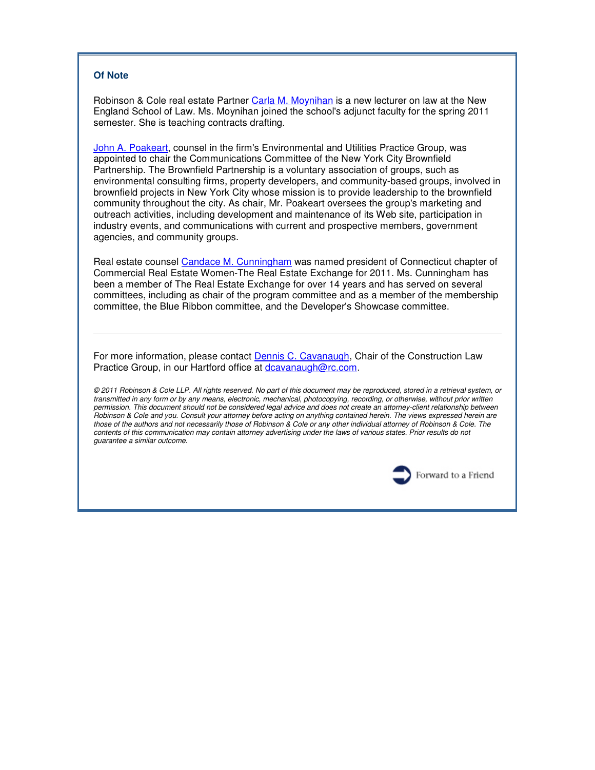### Of Note

Robinson & Cole real estate Partner Carla M. Moynihan is a new lecturer on law at the New England School of Law. Ms. Moynihan joined the school's adjunct faculty for the spring 2011 semester. She is teaching contracts drafting.

John A. Poakeart, counsel in the firm's Environmental and Utilities Practice Group, was appointed to chair the Communications Committee of the New York City Brownfield Partnership. The Brownfield Partnership is a voluntary association of groups, such as environmental consulting firms, property developers, and community-based groups, involved in brownfield projects in New York City whose mission is to provide leadership to the brownfield community throughout the city. As chair, Mr. Poakeart oversees the group's marketing and outreach activities, including development and maintenance of its Web site, participation in industry events, and communications with current and prospective members, government agencies, and community groups.

Real estate counsel Candace M. Cunningham was named president of Connecticut chapter of Commercial Real Estate Women-The Real Estate Exchange for 2011. Ms. Cunningham has been a member of The Real Estate Exchange for over 14 years and has served on several committees, including as chair of the program committee and as a member of the membership committee, the Blue Ribbon committee, and the Developer's Showcase committee.

---

For more information, please contact Dennis C. Cavanaugh, Chair of the Construction Law Practice Group, in our Hartford office at dcavanaugh@rc.com.

*© 2011 Robinson & Cole LLP. All rights reserved. No part of this document may be reproduced, stored in a retrieval system, or transmitted in any form or by any means, electronic, mechanical, photocopying, recording, or otherwise, without prior written permission. This document should not be considered legal advice and does not create an attorney-client relationship between Robinson & Cole and you. Consult your attorney before acting on anything contained herein. The views expressed herein are those of the authors and not necessarily those of Robinson & Cole or any other individual attorney of Robinson & Cole. The contents of this communication may contain attorney advertising under the laws of various states. Prior results do not guarantee a similar outcome.*

Forward to a Friend